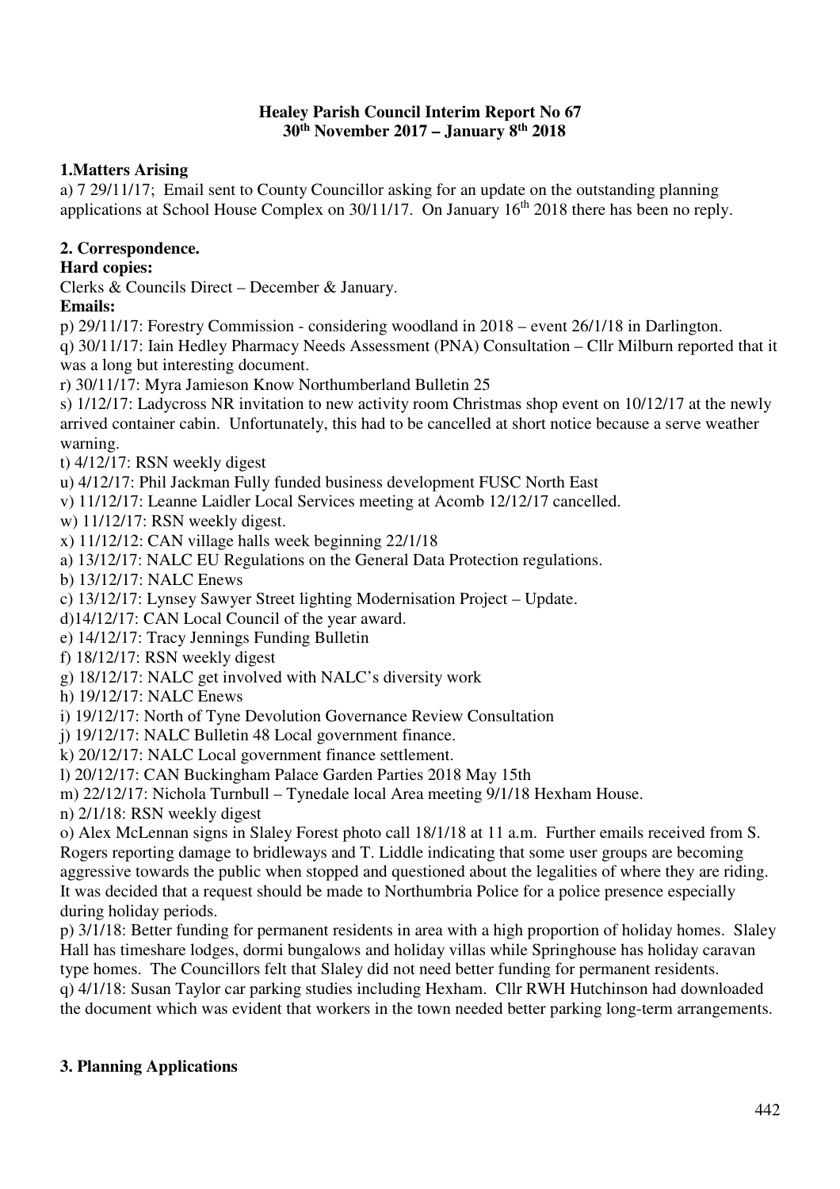**Healey Parish Council Interim Report No 67**
**30th November 2017 – January 8th 2018**

**1.Matters Arising**

a) 7 29/11/17; Email sent to County Councillor asking for an update on the outstanding planning applications at School House Complex on 30/11/17. On January 16th 2018 there has been no reply.

**2. Correspondence.**

**Hard copies:**

Clerks & Councils Direct – December & January.

**Emails:**

p) 29/11/17: Forestry Commission - considering woodland in 2018 – event 26/1/18 in Darlington.

q) 30/11/17: Iain Hedley Pharmacy Needs Assessment (PNA) Consultation – Cllr Milburn reported that it was a long but interesting document.

r) 30/11/17: Myra Jamieson Know Northumberland Bulletin 25

s) 1/12/17: Ladycross NR invitation to new activity room Christmas shop event on 10/12/17 at the newly arrived container cabin. Unfortunately, this had to be cancelled at short notice because a serve weather warning.

t) 4/12/17: RSN weekly digest

u) 4/12/17: Phil Jackman Fully funded business development FUSC North East

v) 11/12/17: Leanne Laidler Local Services meeting at Acomb 12/12/17 cancelled.

w) 11/12/17: RSN weekly digest.

x) 11/12/12: CAN village halls week beginning 22/1/18

a) 13/12/17: NALC EU Regulations on the General Data Protection regulations.

b) 13/12/17: NALC Enews

c) 13/12/17: Lynsey Sawyer Street lighting Modernisation Project – Update.

d)14/12/17: CAN Local Council of the year award.

e) 14/12/17: Tracy Jennings Funding Bulletin

f) 18/12/17: RSN weekly digest

g) 18/12/17: NALC get involved with NALC's diversity work

h) 19/12/17: NALC Enews

i) 19/12/17: North of Tyne Devolution Governance Review Consultation

j) 19/12/17: NALC Bulletin 48 Local government finance.

k) 20/12/17: NALC Local government finance settlement.

l) 20/12/17: CAN Buckingham Palace Garden Parties 2018 May 15th

m) 22/12/17: Nichola Turnbull – Tynedale local Area meeting 9/1/18 Hexham House.

n) 2/1/18: RSN weekly digest

o) Alex McLennan signs in Slaley Forest photo call 18/1/18 at 11 a.m. Further emails received from S. Rogers reporting damage to bridleways and T. Liddle indicating that some user groups are becoming aggressive towards the public when stopped and questioned about the legalities of where they are riding. It was decided that a request should be made to Northumbria Police for a police presence especially during holiday periods.

p) 3/1/18: Better funding for permanent residents in area with a high proportion of holiday homes. Slaley Hall has timeshare lodges, dormi bungalows and holiday villas while Springhouse has holiday caravan type homes. The Councillors felt that Slaley did not need better funding for permanent residents.

q) 4/1/18: Susan Taylor car parking studies including Hexham. Cllr RWH Hutchinson had downloaded the document which was evident that workers in the town needed better parking long-term arrangements.

**3. Planning Applications**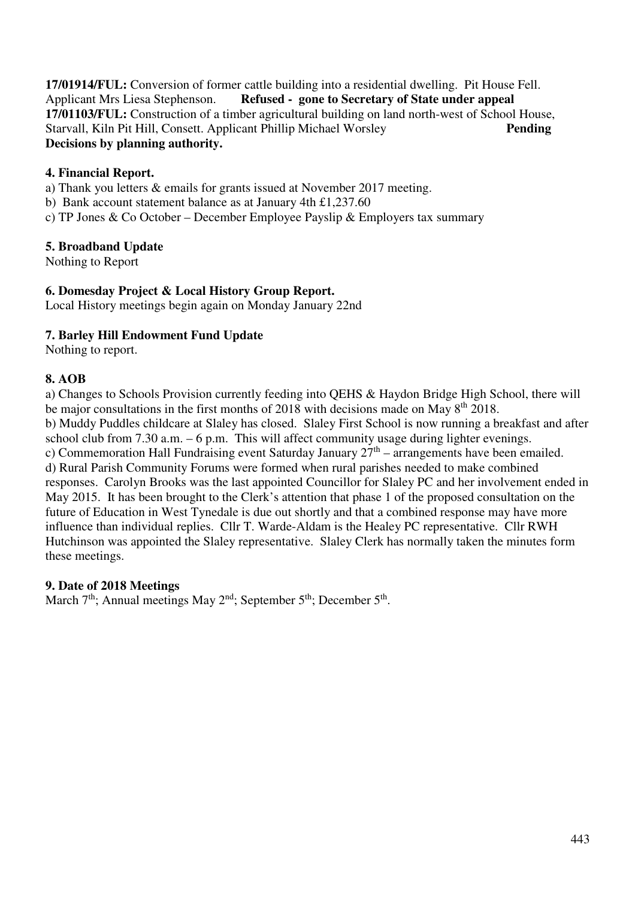**17/01914/FUL:** Conversion of former cattle building into a residential dwelling. Pit House Fell. Applicant Mrs Liesa Stephenson. **Refused - gone to Secretary of State under appeal**
**17/01103/FUL:** Construction of a timber agricultural building on land north-west of School House, Starvall, Kiln Pit Hill, Consett. Applicant Phillip Michael Worsley **Pending Decisions by planning authority.**

## 4. Financial Report.

a) Thank you letters & emails for grants issued at November 2017 meeting.
b) Bank account statement balance as at January 4th £1,237.60
c) TP Jones & Co October – December Employee Payslip & Employers tax summary

## 5. Broadband Update

Nothing to Report

## 6. Domesday Project & Local History Group Report.

Local History meetings begin again on Monday January 22nd

## 7. Barley Hill Endowment Fund Update

Nothing to report.

## 8. AOB

a) Changes to Schools Provision currently feeding into QEHS & Haydon Bridge High School, there will be major consultations in the first months of 2018 with decisions made on May 8th 2018.
b) Muddy Puddles childcare at Slaley has closed. Slaley First School is now running a breakfast and after school club from 7.30 a.m. – 6 p.m. This will affect community usage during lighter evenings.
c) Commemoration Hall Fundraising event Saturday January 27th – arrangements have been emailed.
d) Rural Parish Community Forums were formed when rural parishes needed to make combined responses. Carolyn Brooks was the last appointed Councillor for Slaley PC and her involvement ended in May 2015. It has been brought to the Clerk's attention that phase 1 of the proposed consultation on the future of Education in West Tynedale is due out shortly and that a combined response may have more influence than individual replies. Cllr T. Warde-Aldam is the Healey PC representative. Cllr RWH Hutchinson was appointed the Slaley representative. Slaley Clerk has normally taken the minutes form these meetings.

## 9. Date of 2018 Meetings

March 7th; Annual meetings May 2nd; September 5th; December 5th.